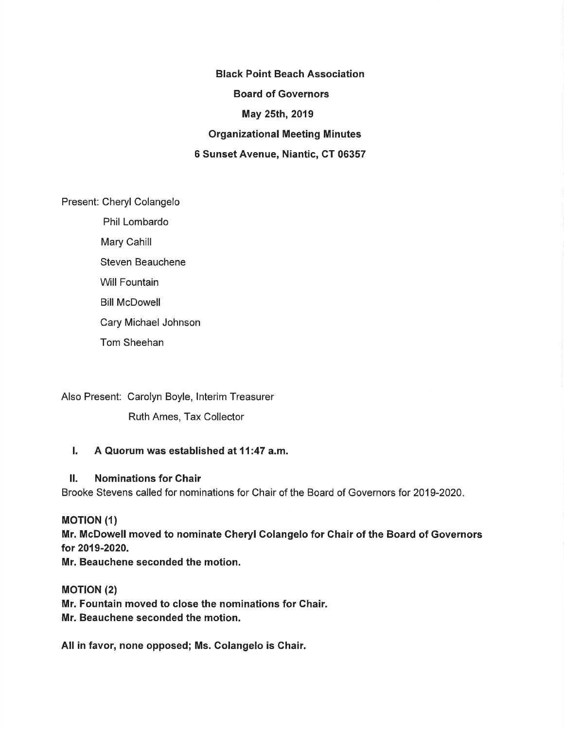**Black Point Beach Association**

**Board of Governors**

**May 25th, 2019**

**Organizational Meeting Minutes**

**6 Sunset Avenue, Niantic, CT 06357**

Present: Cheryl Colangelo
Phil Lombardo
Mary Cahill
Steven Beauchene
Will Fountain
Bill McDowell
Cary Michael Johnson
Tom Sheehan

Also Present: Carolyn Boyle, Interim Treasurer
Ruth Ames, Tax Collector

**I. A Quorum was established at 11:47 a.m.**

**II. Nominations for Chair**

Brooke Stevens called for nominations for Chair of the Board of Governors for 2019-2020.

**MOTION (1)**
**Mr. McDowell moved to nominate Cheryl Colangelo for Chair of the Board of Governors for 2019-2020.**
**Mr. Beauchene seconded the motion.**

**MOTION (2)**
**Mr. Fountain moved to close the nominations for Chair.**
**Mr. Beauchene seconded the motion.**

**All in favor, none opposed; Ms. Colangelo is Chair.**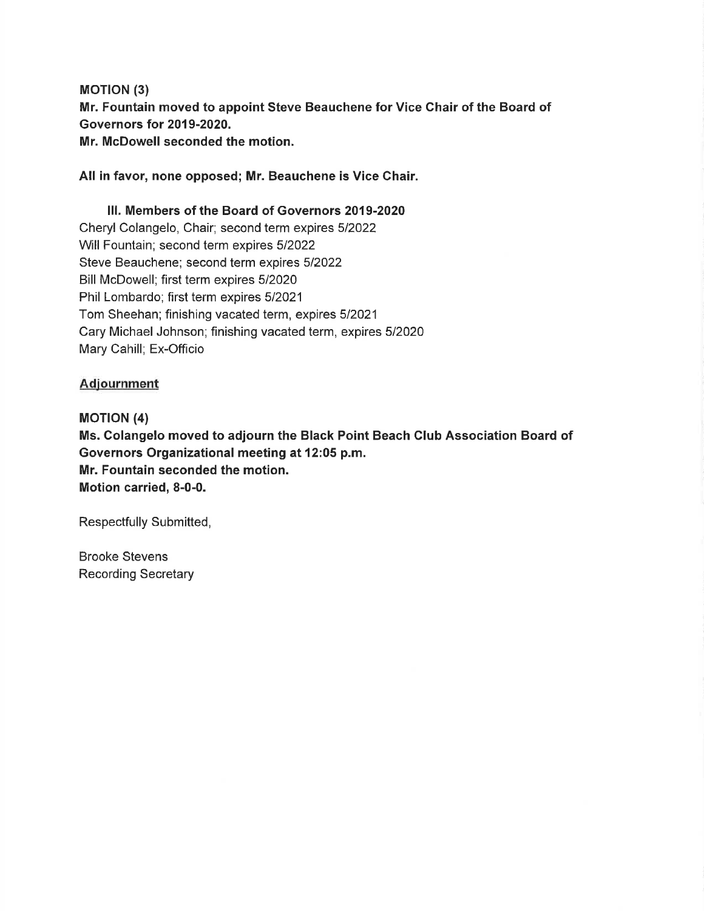**MOTION (3)**
**Mr. Fountain moved to appoint Steve Beauchene for Vice Chair of the Board of Governors for 2019-2020.**
**Mr. McDowell seconded the motion.**

**All in favor, none opposed; Mr. Beauchene is Vice Chair.**

### III. Members of the Board of Governors 2019-2020

Cheryl Colangelo, Chair; second term expires 5/2022
Will Fountain; second term expires 5/2022
Steve Beauchene; second term expires 5/2022
Bill McDowell; first term expires 5/2020
Phil Lombardo; first term expires 5/2021
Tom Sheehan; finishing vacated term, expires 5/2021
Cary Michael Johnson; finishing vacated term, expires 5/2020
Mary Cahill; Ex-Officio

## Adjournment

**MOTION (4)**
**Ms. Colangelo moved to adjourn the Black Point Beach Club Association Board of Governors Organizational meeting at 12:05 p.m.**
**Mr. Fountain seconded the motion.**
**Motion carried, 8-0-0.**

Respectfully Submitted,

Brooke Stevens
Recording Secretary